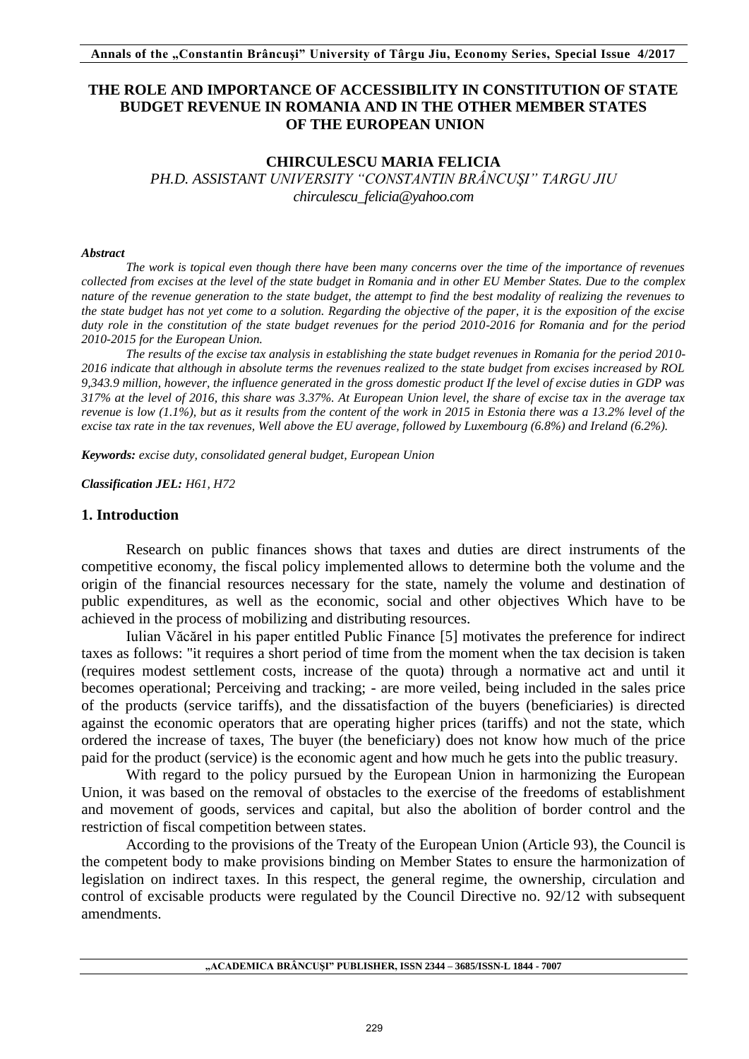# THE ROLE AND IMPORTANCE OF ACCESSIBILITY IN CONSTITUTION OF STATE BUDGET REVENUE IN ROMANIA AND IN THE OTHER MEMBER STATES OF THE EUROPEAN UNION

**CHIRCULESCU MARIA FELICIA**

*PH.D. ASSISTANT UNIVERSITY "CONSTANTIN BRÂNCUŞI" TARGU JIU*

*chirculescu_felicia@yahoo.com*

***Abstract***

*The work is topical even though there have been many concerns over the time of the importance of revenues collected from excises at the level of the state budget in Romania and in other EU Member States. Due to the complex nature of the revenue generation to the state budget, the attempt to find the best modality of realizing the revenues to the state budget has not yet come to a solution. Regarding the objective of the paper, it is the exposition of the excise duty role in the constitution of the state budget revenues for the period 2010-2016 for Romania and for the period 2010-2015 for the European Union.*

*The results of the excise tax analysis in establishing the state budget revenues in Romania for the period 2010-2016 indicate that although in absolute terms the revenues realized to the state budget from excises increased by ROL 9,343.9 million, however, the influence generated in the gross domestic product If the level of excise duties in GDP was 317% at the level of 2016, this share was 3.37%. At European Union level, the share of excise tax in the average tax revenue is low (1.1%), but as it results from the content of the work in 2015 in Estonia there was a 13.2% level of the excise tax rate in the tax revenues, Well above the EU average, followed by Luxembourg (6.8%) and Ireland (6.2%).*

***Keywords:*** *excise duty, consolidated general budget, European Union*

***Classification JEL:*** *H61, H72*

## 1. Introduction

Research on public finances shows that taxes and duties are direct instruments of the competitive economy, the fiscal policy implemented allows to determine both the volume and the origin of the financial resources necessary for the state, namely the volume and destination of public expenditures, as well as the economic, social and other objectives Which have to be achieved in the process of mobilizing and distributing resources.

Iulian Văcărel in his paper entitled Public Finance [5] motivates the preference for indirect taxes as follows: "it requires a short period of time from the moment when the tax decision is taken (requires modest settlement costs, increase of the quota) through a normative act and until it becomes operational; Perceiving and tracking; - are more veiled, being included in the sales price of the products (service tariffs), and the dissatisfaction of the buyers (beneficiaries) is directed against the economic operators that are operating higher prices (tariffs) and not the state, which ordered the increase of taxes, The buyer (the beneficiary) does not know how much of the price paid for the product (service) is the economic agent and how much he gets into the public treasury.

With regard to the policy pursued by the European Union in harmonizing the European Union, it was based on the removal of obstacles to the exercise of the freedoms of establishment and movement of goods, services and capital, but also the abolition of border control and the restriction of fiscal competition between states.

According to the provisions of the Treaty of the European Union (Article 93), the Council is the competent body to make provisions binding on Member States to ensure the harmonization of legislation on indirect taxes. In this respect, the general regime, the ownership, circulation and control of excisable products were regulated by the Council Directive no. 92/12 with subsequent amendments.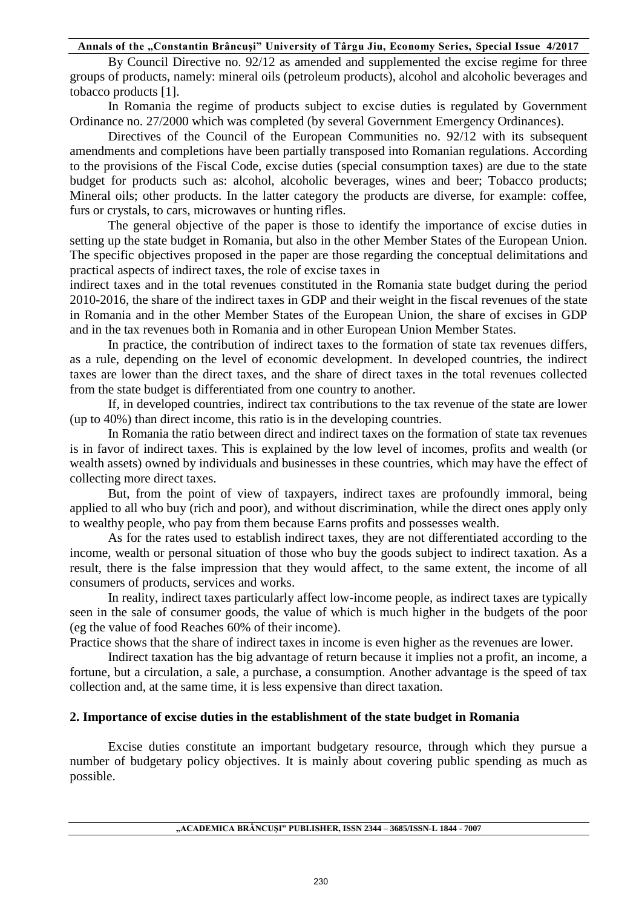By Council Directive no. 92/12 as amended and supplemented the excise regime for three groups of products, namely: mineral oils (petroleum products), alcohol and alcoholic beverages and tobacco products [1].

In Romania the regime of products subject to excise duties is regulated by Government Ordinance no. 27/2000 which was completed (by several Government Emergency Ordinances).

Directives of the Council of the European Communities no. 92/12 with its subsequent amendments and completions have been partially transposed into Romanian regulations. According to the provisions of the Fiscal Code, excise duties (special consumption taxes) are due to the state budget for products such as: alcohol, alcoholic beverages, wines and beer; Tobacco products; Mineral oils; other products. In the latter category the products are diverse, for example: coffee, furs or crystals, to cars, microwaves or hunting rifles.

The general objective of the paper is those to identify the importance of excise duties in setting up the state budget in Romania, but also in the other Member States of the European Union. The specific objectives proposed in the paper are those regarding the conceptual delimitations and practical aspects of indirect taxes, the role of excise taxes in indirect taxes and in the total revenues constituted in the Romania state budget during the period 2010-2016, the share of the indirect taxes in GDP and their weight in the fiscal revenues of the state in Romania and in the other Member States of the European Union, the share of excises in GDP and in the tax revenues both in Romania and in other European Union Member States.

In practice, the contribution of indirect taxes to the formation of state tax revenues differs, as a rule, depending on the level of economic development. In developed countries, the indirect taxes are lower than the direct taxes, and the share of direct taxes in the total revenues collected from the state budget is differentiated from one country to another.

If, in developed countries, indirect tax contributions to the tax revenue of the state are lower (up to 40%) than direct income, this ratio is in the developing countries.

In Romania the ratio between direct and indirect taxes on the formation of state tax revenues is in favor of indirect taxes. This is explained by the low level of incomes, profits and wealth (or wealth assets) owned by individuals and businesses in these countries, which may have the effect of collecting more direct taxes.

But, from the point of view of taxpayers, indirect taxes are profoundly immoral, being applied to all who buy (rich and poor), and without discrimination, while the direct ones apply only to wealthy people, who pay from them because Earns profits and possesses wealth.

As for the rates used to establish indirect taxes, they are not differentiated according to the income, wealth or personal situation of those who buy the goods subject to indirect taxation. As a result, there is the false impression that they would affect, to the same extent, the income of all consumers of products, services and works.

In reality, indirect taxes particularly affect low-income people, as indirect taxes are typically seen in the sale of consumer goods, the value of which is much higher in the budgets of the poor (eg the value of food Reaches 60% of their income).

Practice shows that the share of indirect taxes in income is even higher as the revenues are lower.

Indirect taxation has the big advantage of return because it implies not a profit, an income, a fortune, but a circulation, a sale, a purchase, a consumption. Another advantage is the speed of tax collection and, at the same time, it is less expensive than direct taxation.

## 2. Importance of excise duties in the establishment of the state budget in Romania

Excise duties constitute an important budgetary resource, through which they pursue a number of budgetary policy objectives. It is mainly about covering public spending as much as possible.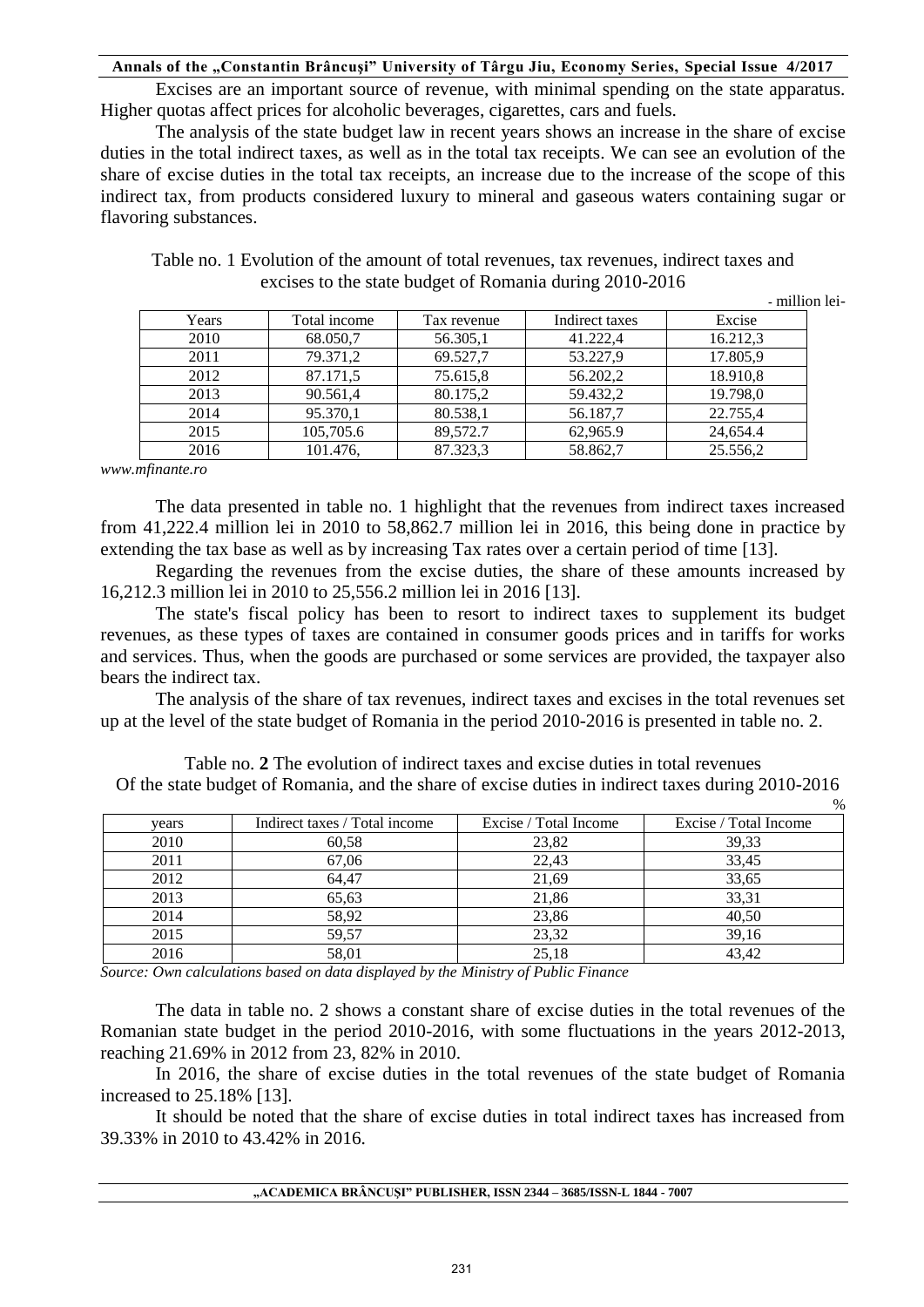Excises are an important source of revenue, with minimal spending on the state apparatus. Higher quotas affect prices for alcoholic beverages, cigarettes, cars and fuels.

The analysis of the state budget law in recent years shows an increase in the share of excise duties in the total indirect taxes, as well as in the total tax receipts. We can see an evolution of the share of excise duties in the total tax receipts, an increase due to the increase of the scope of this indirect tax, from products considered luxury to mineral and gaseous waters containing sugar or flavoring substances.

Table no. 1 Evolution of the amount of total revenues, tax revenues, indirect taxes and excises to the state budget of Romania during 2010-2016

- million lei-

| Years | Total income | Tax revenue | Indirect taxes | Excise |
|---|---|---|---|---|
| 2010 | 68.050,7 | 56.305,1 | 41.222,4 | 16.212,3 |
| 2011 | 79.371,2 | 69.527,7 | 53.227,9 | 17.805,9 |
| 2012 | 87.171,5 | 75.615,8 | 56.202,2 | 18.910,8 |
| 2013 | 90.561,4 | 80.175,2 | 59.432,2 | 19.798,0 |
| 2014 | 95.370,1 | 80.538,1 | 56.187,7 | 22.755,4 |
| 2015 | 105,705.6 | 89,572.7 | 62,965.9 | 24,654.4 |
| 2016 | 101.476, | 87.323,3 | 58.862,7 | 25.556,2 |

*www.mfinante.ro*

The data presented in table no. 1 highlight that the revenues from indirect taxes increased from 41,222.4 million lei in 2010 to 58,862.7 million lei in 2016, this being done in practice by extending the tax base as well as by increasing Tax rates over a certain period of time [13].

Regarding the revenues from the excise duties, the share of these amounts increased by 16,212.3 million lei in 2010 to 25,556.2 million lei in 2016 [13].

The state's fiscal policy has been to resort to indirect taxes to supplement its budget revenues, as these types of taxes are contained in consumer goods prices and in tariffs for works and services. Thus, when the goods are purchased or some services are provided, the taxpayer also bears the indirect tax.

The analysis of the share of tax revenues, indirect taxes and excises in the total revenues set up at the level of the state budget of Romania in the period 2010-2016 is presented in table no. 2.

Table no. **2** The evolution of indirect taxes and excise duties in total revenues Of the state budget of Romania, and the share of excise duties in indirect taxes during 2010-2016

%

| years | Indirect taxes / Total income | Excise / Total Income | Excise / Total Income |
|---|---|---|---|
| 2010 | 60,58 | 23,82 | 39,33 |
| 2011 | 67,06 | 22,43 | 33,45 |
| 2012 | 64,47 | 21,69 | 33,65 |
| 2013 | 65,63 | 21,86 | 33,31 |
| 2014 | 58,92 | 23,86 | 40,50 |
| 2015 | 59,57 | 23,32 | 39,16 |
| 2016 | 58,01 | 25,18 | 43,42 |

*Source: Own calculations based on data displayed by the Ministry of Public Finance*

The data in table no. 2 shows a constant share of excise duties in the total revenues of the Romanian state budget in the period 2010-2016, with some fluctuations in the years 2012-2013, reaching 21.69% in 2012 from 23, 82% in 2010.

In 2016, the share of excise duties in the total revenues of the state budget of Romania increased to 25.18% [13].

It should be noted that the share of excise duties in total indirect taxes has increased from 39.33% in 2010 to 43.42% in 2016.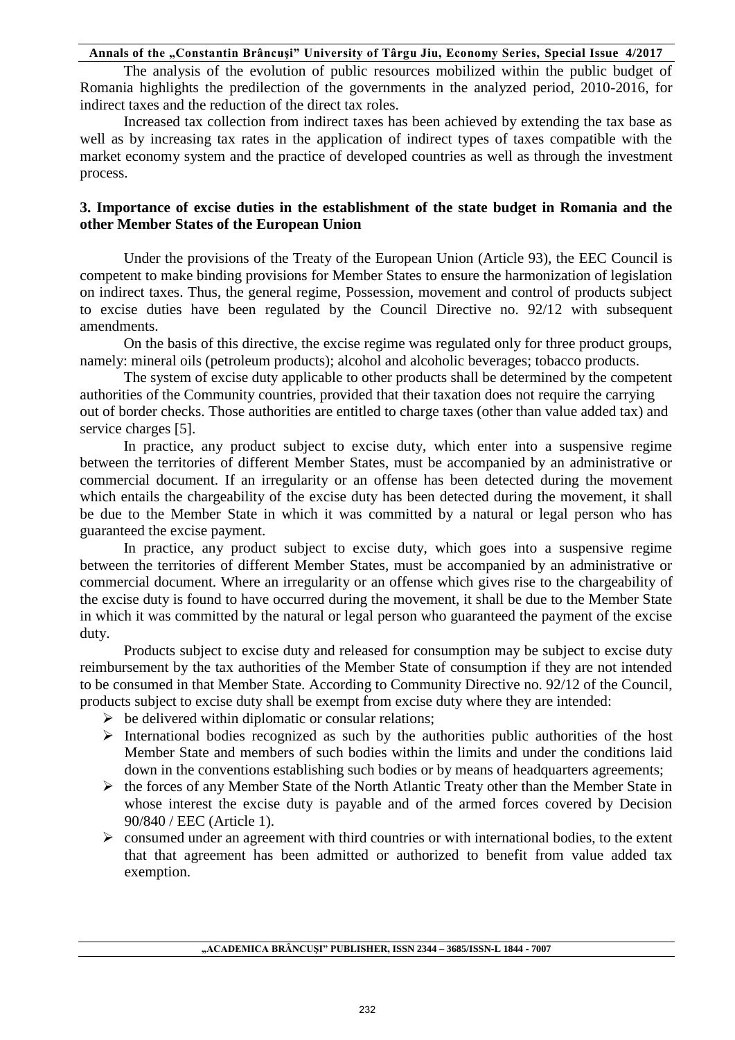The analysis of the evolution of public resources mobilized within the public budget of Romania highlights the predilection of the governments in the analyzed period, 2010-2016, for indirect taxes and the reduction of the direct tax roles.

Increased tax collection from indirect taxes has been achieved by extending the tax base as well as by increasing tax rates in the application of indirect types of taxes compatible with the market economy system and the practice of developed countries as well as through the investment process.

## 3. Importance of excise duties in the establishment of the state budget in Romania and the other Member States of the European Union

Under the provisions of the Treaty of the European Union (Article 93), the EEC Council is competent to make binding provisions for Member States to ensure the harmonization of legislation on indirect taxes. Thus, the general regime, Possession, movement and control of products subject to excise duties have been regulated by the Council Directive no. 92/12 with subsequent amendments.

On the basis of this directive, the excise regime was regulated only for three product groups, namely: mineral oils (petroleum products); alcohol and alcoholic beverages; tobacco products.

The system of excise duty applicable to other products shall be determined by the competent authorities of the Community countries, provided that their taxation does not require the carrying out of border checks. Those authorities are entitled to charge taxes (other than value added tax) and service charges [5].

In practice, any product subject to excise duty, which enter into a suspensive regime between the territories of different Member States, must be accompanied by an administrative or commercial document. If an irregularity or an offense has been detected during the movement which entails the chargeability of the excise duty has been detected during the movement, it shall be due to the Member State in which it was committed by a natural or legal person who has guaranteed the excise payment.

In practice, any product subject to excise duty, which goes into a suspensive regime between the territories of different Member States, must be accompanied by an administrative or commercial document. Where an irregularity or an offense which gives rise to the chargeability of the excise duty is found to have occurred during the movement, it shall be due to the Member State in which it was committed by the natural or legal person who guaranteed the payment of the excise duty.

Products subject to excise duty and released for consumption may be subject to excise duty reimbursement by the tax authorities of the Member State of consumption if they are not intended to be consumed in that Member State. According to Community Directive no. 92/12 of the Council, products subject to excise duty shall be exempt from excise duty where they are intended:

- be delivered within diplomatic or consular relations;
- International bodies recognized as such by the authorities public authorities of the host Member State and members of such bodies within the limits and under the conditions laid down in the conventions establishing such bodies or by means of headquarters agreements;
- the forces of any Member State of the North Atlantic Treaty other than the Member State in whose interest the excise duty is payable and of the armed forces covered by Decision 90/840 / EEC (Article 1).
- consumed under an agreement with third countries or with international bodies, to the extent that that agreement has been admitted or authorized to benefit from value added tax exemption.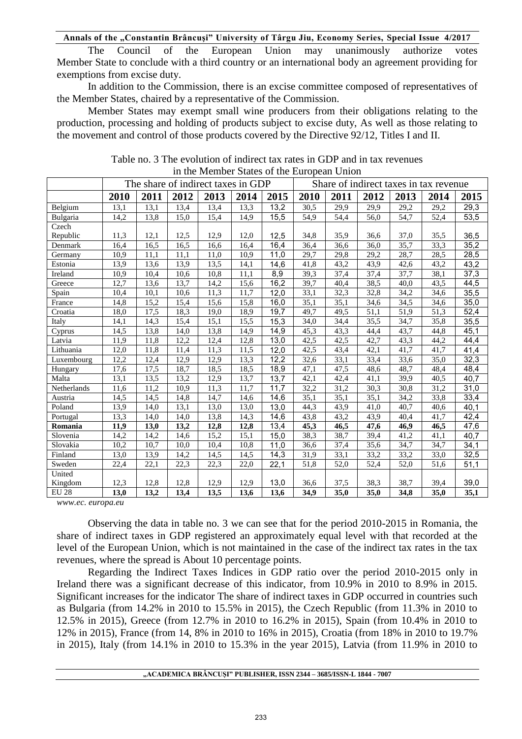The Council of the European Union may unanimously authorize votes Member State to conclude with a third country or an international body an agreement providing for exemptions from excise duty.

In addition to the Commission, there is an excise committee composed of representatives of the Member States, chaired by a representative of the Commission.

Member States may exempt small wine producers from their obligations relating to the production, processing and holding of products subject to excise duty, As well as those relating to the movement and control of those products covered by the Directive 92/12, Titles I and II.

Table no. 3 The evolution of indirect tax rates in GDP and in tax revenues in the Member States of the European Union

| | The share of indirect taxes in GDP | | | | | | Share of indirect taxes in tax revenue | | | | | |
|---|---|---|---|---|---|---|---|---|---|---|---|---|
| | **2010** | **2011** | **2012** | **2013** | **2014** | **2015** | **2010** | **2011** | **2012** | **2013** | **2014** | **2015** |
| Belgium | 13,1 | 13,1 | 13,4 | 13,4 | 13,3 | 13,2 | 30,5 | 29,9 | 29,9 | 29,2 | 29,2 | 29,3 |
| Bulgaria | 14,2 | 13,8 | 15,0 | 15,4 | 14,9 | 15,5 | 54,9 | 54,4 | 56,0 | 54,7 | 52,4 | 53,5 |
| Czech Republic | 11,3 | 12,1 | 12,5 | 12,9 | 12,0 | 12,5 | 34,8 | 35,9 | 36,6 | 37,0 | 35,5 | 36,5 |
| Denmark | 16,4 | 16,5 | 16,5 | 16,6 | 16,4 | 16,4 | 36,4 | 36,6 | 36,0 | 35,7 | 33,3 | 35,2 |
| Germany | 10,9 | 11,1 | 11,1 | 11,0 | 10,9 | 11,0 | 29,7 | 29,8 | 29,2 | 28,7 | 28,5 | 28,5 |
| Estonia | 13,9 | 13,6 | 13,9 | 13,5 | 14,1 | 14,6 | 41,8 | 43,2 | 43,9 | 42,6 | 43,2 | 43,2 |
| Ireland | 10,9 | 10,4 | 10,6 | 10,8 | 11,1 | 8,9 | 39,3 | 37,4 | 37,4 | 37,7 | 38,1 | 37,3 |
| Greece | 12,7 | 13,6 | 13,7 | 14,2 | 15,6 | 16,2 | 39,7 | 40,4 | 38,5 | 40,0 | 43,5 | 44,5 |
| Spain | 10,4 | 10,1 | 10,6 | 11,3 | 11,7 | 12,0 | 33,1 | 32,3 | 32,8 | 34,2 | 34,6 | 35,5 |
| France | 14,8 | 15,2 | 15,4 | 15,6 | 15,8 | 16,0 | 35,1 | 35,1 | 34,6 | 34,5 | 34,6 | 35,0 |
| Croatia | 18,0 | 17,5 | 18,3 | 19,0 | 18,9 | 19,7 | 49,7 | 49,5 | 51,1 | 51,9 | 51,3 | 52,4 |
| Italy | 14,1 | 14,3 | 15,4 | 15,1 | 15,5 | 15,3 | 34,0 | 34,4 | 35,5 | 34,7 | 35,8 | 35,5 |
| Cyprus | 14,5 | 13,8 | 14,0 | 13,8 | 14,9 | 14,9 | 45,3 | 43,3 | 44,4 | 43,7 | 44,8 | 45,1 |
| Latvia | 11,9 | 11,8 | 12,2 | 12,4 | 12,8 | 13,0 | 42,5 | 42,5 | 42,7 | 43,3 | 44,2 | 44,4 |
| Lithuania | 12,0 | 11,8 | 11,4 | 11,3 | 11,5 | 12,0 | 42,5 | 43,4 | 42,1 | 41,7 | 41,7 | 41,4 |
| Luxembourg | 12,2 | 12,4 | 12,9 | 12,9 | 13,3 | 12,2 | 32,6 | 33,1 | 33,4 | 33,6 | 35,0 | 32,3 |
| Hungary | 17,6 | 17,5 | 18,7 | 18,5 | 18,5 | 18,9 | 47,1 | 47,5 | 48,6 | 48,7 | 48,4 | 48,4 |
| Malta | 13,1 | 13,5 | 13,2 | 12,9 | 13,7 | 13,7 | 42,1 | 42,4 | 41,1 | 39,9 | 40,5 | 40,7 |
| Netherlands | 11,6 | 11,2 | 10,9 | 11,3 | 11,7 | 11,7 | 32,2 | 31,2 | 30,3 | 30,8 | 31,2 | 31,0 |
| Austria | 14,5 | 14,5 | 14,8 | 14,7 | 14,6 | 14,6 | 35,1 | 35,1 | 35,1 | 34,2 | 33,8 | 33,4 |
| Poland | 13,9 | 14,0 | 13,1 | 13,0 | 13,0 | 13,0 | 44,3 | 43,9 | 41,0 | 40,7 | 40,6 | 40,1 |
| Portugal | 13,3 | 14,0 | 14,0 | 13,8 | 14,3 | 14,6 | 43,8 | 43,2 | 43,9 | 40,4 | 41,7 | 42,4 |
| **Romania** | **11,9** | **13,0** | **13,2** | **12,8** | **12,8** | 13,4 | **45,3** | **46,5** | **47,6** | **46,9** | **46,5** | 47,6 |
| Slovenia | 14,2 | 14,2 | 14,6 | 15,2 | 15,1 | 15,0 | 38,3 | 38,7 | 39,4 | 41,2 | 41,1 | 40,7 |
| Slovakia | 10,2 | 10,7 | 10,0 | 10,4 | 10,8 | 11,0 | 36,6 | 37,4 | 35,6 | 34,7 | 34,7 | 34,1 |
| Finland | 13,0 | 13,9 | 14,2 | 14,5 | 14,5 | 14,3 | 31,9 | 33,1 | 33,2 | 33,2 | 33,0 | 32,5 |
| Sweden | 22,4 | 22,1 | 22,3 | 22,3 | 22,0 | 22,1 | 51,8 | 52,0 | 52,4 | 52,0 | 51,6 | 51,1 |
| United Kingdom | 12,3 | 12,8 | 12,8 | 12,9 | 12,9 | 13,0 | 36,6 | 37,5 | 38,3 | 38,7 | 39,4 | 39,0 |
| EU 28 | **13,0** | **13,2** | **13,4** | **13,5** | **13,6** | **13,6** | **34,9** | **35,0** | **35,0** | **34,8** | **35,0** | **35,1** |

*www.ec. europa.eu*

Observing the data in table no. 3 we can see that for the period 2010-2015 in Romania, the share of indirect taxes in GDP registered an approximately equal level with that recorded at the level of the European Union, which is not maintained in the case of the indirect tax rates in the tax revenues, where the spread is About 10 percentage points.

Regarding the Indirect Taxes Indices in GDP ratio over the period 2010-2015 only in Ireland there was a significant decrease of this indicator, from 10.9% in 2010 to 8.9% in 2015. Significant increases for the indicator The share of indirect taxes in GDP occurred in countries such as Bulgaria (from 14.2% in 2010 to 15.5% in 2015), the Czech Republic (from 11.3% in 2010 to 12.5% in 2015), Greece (from 12.7% in 2010 to 16.2% in 2015), Spain (from 10.4% in 2010 to 12% in 2015), France (from 14, 8% in 2010 to 16% in 2015), Croatia (from 18% in 2010 to 19.7% in 2015), Italy (from 14.1% in 2010 to 15.3% in the year 2015), Latvia (from 11.9% in 2010 to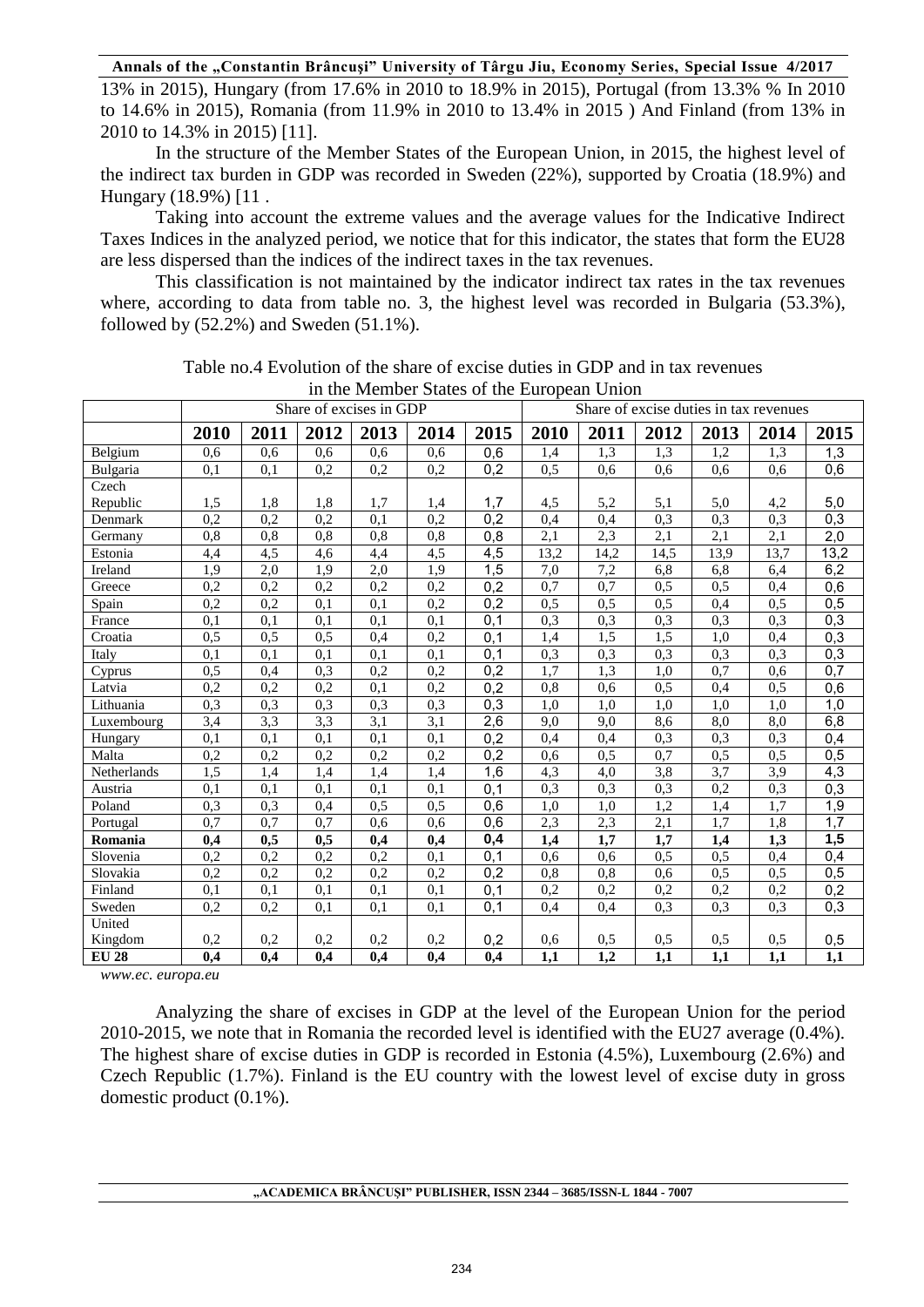13% in 2015), Hungary (from 17.6% in 2010 to 18.9% in 2015), Portugal (from 13.3% % In 2010 to 14.6% in 2015), Romania (from 11.9% in 2010 to 13.4% in 2015 ) And Finland (from 13% in 2010 to 14.3% in 2015) [11].

In the structure of the Member States of the European Union, in 2015, the highest level of the indirect tax burden in GDP was recorded in Sweden (22%), supported by Croatia (18.9%) and Hungary (18.9%) [11 .

Taking into account the extreme values and the average values for the Indicative Indirect Taxes Indices in the analyzed period, we notice that for this indicator, the states that form the EU28 are less dispersed than the indices of the indirect taxes in the tax revenues.

This classification is not maintained by the indicator indirect tax rates in the tax revenues where, according to data from table no. 3, the highest level was recorded in Bulgaria (53.3%), followed by (52.2%) and Sweden (51.1%).

Table no.4 Evolution of the share of excise duties in GDP and in tax revenues in the Member States of the European Union

| | Share of excises in GDP | | | | | | Share of excise duties in tax revenues | | | | | |
|---|---|---|---|---|---|---|---|---|---|---|---|---|
| | **2010** | **2011** | **2012** | **2013** | **2014** | **2015** | **2010** | **2011** | **2012** | **2013** | **2014** | **2015** |
| Belgium | 0,6 | 0,6 | 0,6 | 0,6 | 0,6 | 0,6 | 1,4 | 1,3 | 1,3 | 1,2 | 1,3 | 1,3 |
| Bulgaria | 0,1 | 0,1 | 0,2 | 0,2 | 0,2 | 0,2 | 0,5 | 0,6 | 0,6 | 0,6 | 0,6 | 0,6 |
| Czech Republic | 1,5 | 1,8 | 1,8 | 1,7 | 1,4 | 1,7 | 4,5 | 5,2 | 5,1 | 5,0 | 4,2 | 5,0 |
| Denmark | 0,2 | 0,2 | 0,2 | 0,1 | 0,2 | 0,2 | 0,4 | 0,4 | 0,3 | 0,3 | 0,3 | 0,3 |
| Germany | 0,8 | 0,8 | 0,8 | 0,8 | 0,8 | 0,8 | 2,1 | 2,3 | 2,1 | 2,1 | 2,1 | 2,0 |
| Estonia | 4,4 | 4,5 | 4,6 | 4,4 | 4,5 | 4,5 | 13,2 | 14,2 | 14,5 | 13,9 | 13,7 | 13,2 |
| Ireland | 1,9 | 2,0 | 1,9 | 2,0 | 1,9 | 1,5 | 7,0 | 7,2 | 6,8 | 6,8 | 6,4 | 6,2 |
| Greece | 0,2 | 0,2 | 0,2 | 0,2 | 0,2 | 0,2 | 0,7 | 0,7 | 0,5 | 0,5 | 0,4 | 0,6 |
| Spain | 0,2 | 0,2 | 0,1 | 0,1 | 0,2 | 0,2 | 0,5 | 0,5 | 0,5 | 0,4 | 0,5 | 0,5 |
| France | 0,1 | 0,1 | 0,1 | 0,1 | 0,1 | 0,1 | 0,3 | 0,3 | 0,3 | 0,3 | 0,3 | 0,3 |
| Croatia | 0,5 | 0,5 | 0,5 | 0,4 | 0,2 | 0,1 | 1,4 | 1,5 | 1,5 | 1,0 | 0,4 | 0,3 |
| Italy | 0,1 | 0,1 | 0,1 | 0,1 | 0,1 | 0,1 | 0,3 | 0,3 | 0,3 | 0,3 | 0,3 | 0,3 |
| Cyprus | 0,5 | 0,4 | 0,3 | 0,2 | 0,2 | 0,2 | 1,7 | 1,3 | 1,0 | 0,7 | 0,6 | 0,7 |
| Latvia | 0,2 | 0,2 | 0,2 | 0,1 | 0,2 | 0,2 | 0,8 | 0,6 | 0,5 | 0,4 | 0,5 | 0,6 |
| Lithuania | 0,3 | 0,3 | 0,3 | 0,3 | 0,3 | 0,3 | 1,0 | 1,0 | 1,0 | 1,0 | 1,0 | 1,0 |
| Luxembourg | 3,4 | 3,3 | 3,3 | 3,1 | 3,1 | 2,6 | 9,0 | 9,0 | 8,6 | 8,0 | 8,0 | 6,8 |
| Hungary | 0,1 | 0,1 | 0,1 | 0,1 | 0,1 | 0,2 | 0,4 | 0,4 | 0,3 | 0,3 | 0,3 | 0,4 |
| Malta | 0,2 | 0,2 | 0,2 | 0,2 | 0,2 | 0,2 | 0,6 | 0,5 | 0,7 | 0,5 | 0,5 | 0,5 |
| Netherlands | 1,5 | 1,4 | 1,4 | 1,4 | 1,4 | 1,6 | 4,3 | 4,0 | 3,8 | 3,7 | 3,9 | 4,3 |
| Austria | 0,1 | 0,1 | 0,1 | 0,1 | 0,1 | 0,1 | 0,3 | 0,3 | 0,3 | 0,2 | 0,3 | 0,3 |
| Poland | 0,3 | 0,3 | 0,4 | 0,5 | 0,5 | 0,6 | 1,0 | 1,0 | 1,2 | 1,4 | 1,7 | 1,9 |
| Portugal | 0,7 | 0,7 | 0,7 | 0,6 | 0,6 | 0,6 | 2,3 | 2,3 | 2,1 | 1,7 | 1,8 | 1,7 |
| **Romania** | **0,4** | **0,5** | **0,5** | **0,4** | **0,4** | **0,4** | **1,4** | **1,7** | **1,7** | **1,4** | **1,3** | **1,5** |
| Slovenia | 0,2 | 0,2 | 0,2 | 0,2 | 0,1 | 0,1 | 0,6 | 0,6 | 0,5 | 0,5 | 0,4 | 0,4 |
| Slovakia | 0,2 | 0,2 | 0,2 | 0,2 | 0,2 | 0,2 | 0,8 | 0,8 | 0,6 | 0,5 | 0,5 | 0,5 |
| Finland | 0,1 | 0,1 | 0,1 | 0,1 | 0,1 | 0,1 | 0,2 | 0,2 | 0,2 | 0,2 | 0,2 | 0,2 |
| Sweden | 0,2 | 0,2 | 0,1 | 0,1 | 0,1 | 0,1 | 0,4 | 0,4 | 0,3 | 0,3 | 0,3 | 0,3 |
| United Kingdom | 0,2 | 0,2 | 0,2 | 0,2 | 0,2 | 0,2 | 0,6 | 0,5 | 0,5 | 0,5 | 0,5 | 0,5 |
| **EU 28** | **0,4** | **0,4** | **0,4** | **0,4** | **0,4** | **0,4** | **1,1** | **1,2** | **1,1** | **1,1** | **1,1** | **1,1** |

*www.ec. europa.eu*

Analyzing the share of excises in GDP at the level of the European Union for the period 2010-2015, we note that in Romania the recorded level is identified with the EU27 average (0.4%). The highest share of excise duties in GDP is recorded in Estonia (4.5%), Luxembourg (2.6%) and Czech Republic (1.7%). Finland is the EU country with the lowest level of excise duty in gross domestic product (0.1%).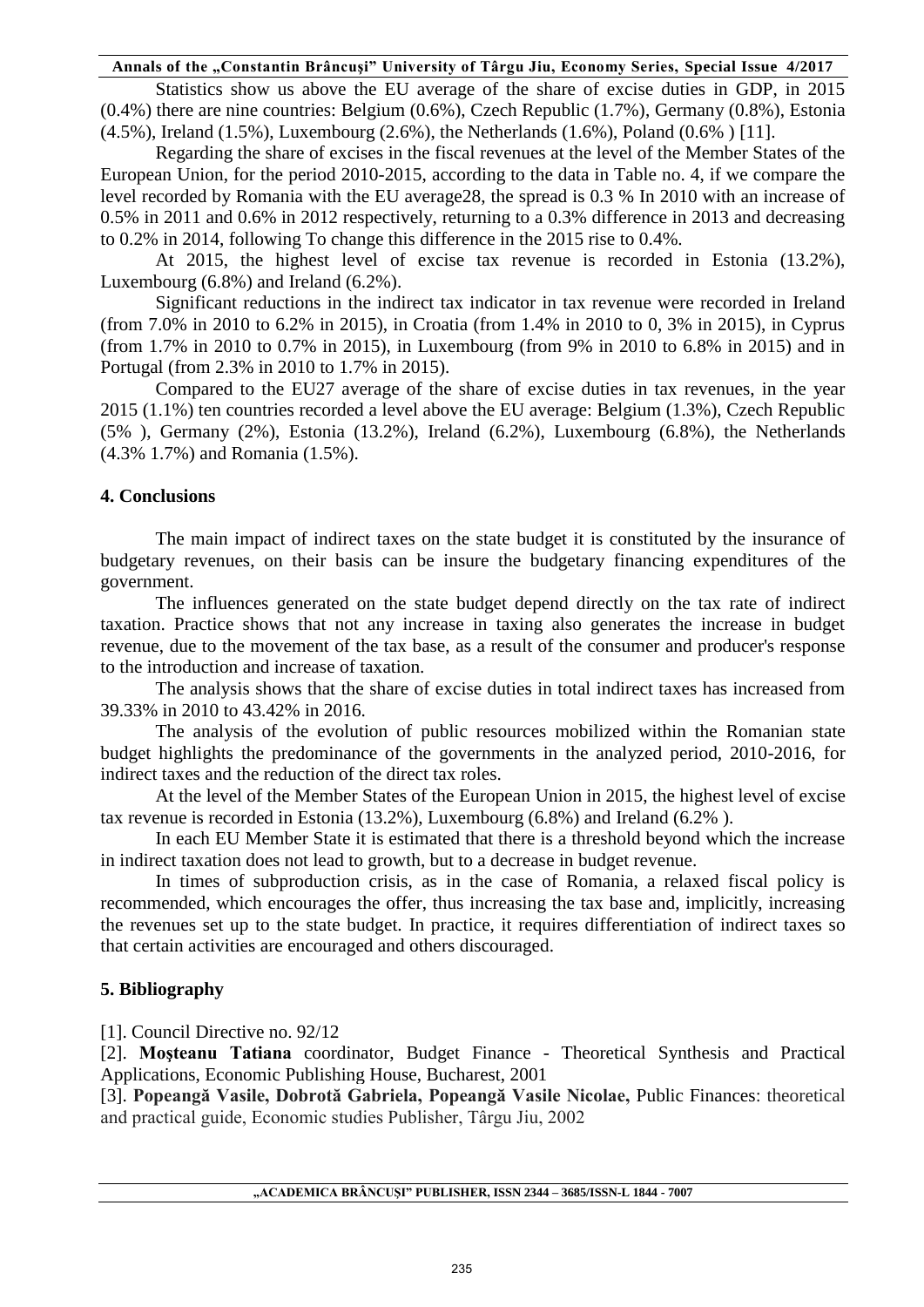Statistics show us above the EU average of the share of excise duties in GDP, in 2015 (0.4%) there are nine countries: Belgium (0.6%), Czech Republic (1.7%), Germany (0.8%), Estonia (4.5%), Ireland (1.5%), Luxembourg (2.6%), the Netherlands (1.6%), Poland (0.6% ) [11].

Regarding the share of excises in the fiscal revenues at the level of the Member States of the European Union, for the period 2010-2015, according to the data in Table no. 4, if we compare the level recorded by Romania with the EU average28, the spread is 0.3 % In 2010 with an increase of 0.5% in 2011 and 0.6% in 2012 respectively, returning to a 0.3% difference in 2013 and decreasing to 0.2% in 2014, following To change this difference in the 2015 rise to 0.4%.

At 2015, the highest level of excise tax revenue is recorded in Estonia (13.2%), Luxembourg (6.8%) and Ireland (6.2%).

Significant reductions in the indirect tax indicator in tax revenue were recorded in Ireland (from 7.0% in 2010 to 6.2% in 2015), in Croatia (from 1.4% in 2010 to 0, 3% in 2015), in Cyprus (from 1.7% in 2010 to 0.7% in 2015), in Luxembourg (from 9% in 2010 to 6.8% in 2015) and in Portugal (from 2.3% in 2010 to 1.7% in 2015).

Compared to the EU27 average of the share of excise duties in tax revenues, in the year 2015 (1.1%) ten countries recorded a level above the EU average: Belgium (1.3%), Czech Republic (5% ), Germany (2%), Estonia (13.2%), Ireland (6.2%), Luxembourg (6.8%), the Netherlands (4.3% 1.7%) and Romania (1.5%).

## 4. Conclusions

The main impact of indirect taxes on the state budget it is constituted by the insurance of budgetary revenues, on their basis can be insure the budgetary financing expenditures of the government.

The influences generated on the state budget depend directly on the tax rate of indirect taxation. Practice shows that not any increase in taxing also generates the increase in budget revenue, due to the movement of the tax base, as a result of the consumer and producer's response to the introduction and increase of taxation.

The analysis shows that the share of excise duties in total indirect taxes has increased from 39.33% in 2010 to 43.42% in 2016.

The analysis of the evolution of public resources mobilized within the Romanian state budget highlights the predominance of the governments in the analyzed period, 2010-2016, for indirect taxes and the reduction of the direct tax roles.

At the level of the Member States of the European Union in 2015, the highest level of excise tax revenue is recorded in Estonia (13.2%), Luxembourg (6.8%) and Ireland (6.2% ).

In each EU Member State it is estimated that there is a threshold beyond which the increase in indirect taxation does not lead to growth, but to a decrease in budget revenue.

In times of subproduction crisis, as in the case of Romania, a relaxed fiscal policy is recommended, which encourages the offer, thus increasing the tax base and, implicitly, increasing the revenues set up to the state budget. In practice, it requires differentiation of indirect taxes so that certain activities are encouraged and others discouraged.

## 5. Bibliography

[1]. Council Directive no. 92/12

[2]. **Moşteanu Tatiana** coordinator, Budget Finance - Theoretical Synthesis and Practical Applications, Economic Publishing House, Bucharest, 2001

[3]. **Popeangă Vasile, Dobrotă Gabriela, Popeangă Vasile Nicolae,** Public Finances: theoretical and practical guide, Economic studies Publisher, Târgu Jiu, 2002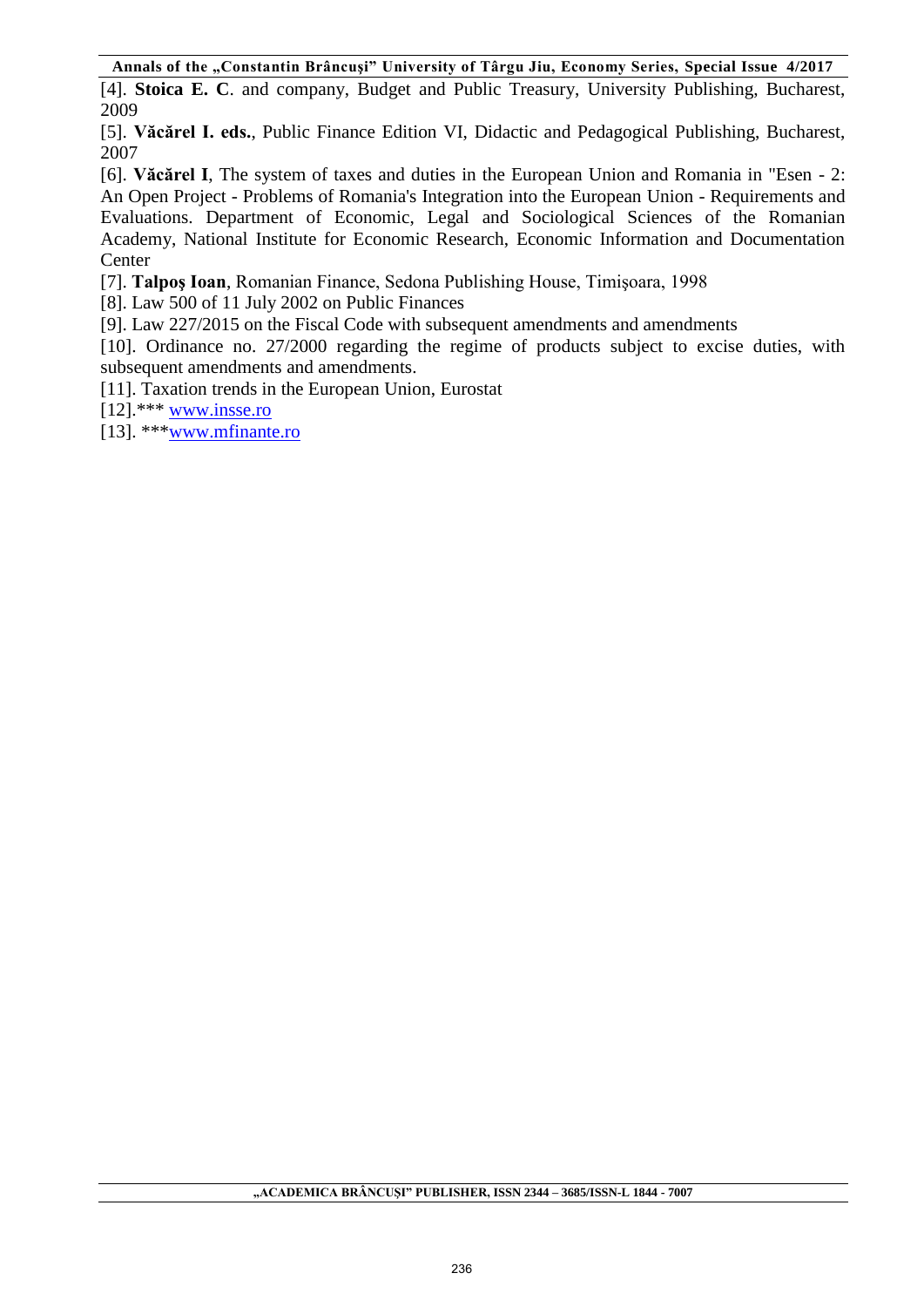[4]. **Stoica E. C**. and company, Budget and Public Treasury, University Publishing, Bucharest, 2009

[5]. **Văcărel I. eds.**, Public Finance Edition VI, Didactic and Pedagogical Publishing, Bucharest, 2007

[6]. **Văcărel I**, The system of taxes and duties in the European Union and Romania in "Esen - 2: An Open Project - Problems of Romania's Integration into the European Union - Requirements and Evaluations. Department of Economic, Legal and Sociological Sciences of the Romanian Academy, National Institute for Economic Research, Economic Information and Documentation Center

[7]. **Talpoş Ioan**, Romanian Finance, Sedona Publishing House, Timişoara, 1998

[8]. Law 500 of 11 July 2002 on Public Finances

[9]. Law 227/2015 on the Fiscal Code with subsequent amendments and amendments

[10]. Ordinance no. 27/2000 regarding the regime of products subject to excise duties, with subsequent amendments and amendments.

[11]. Taxation trends in the European Union, Eurostat

[12].*** www.insse.ro

[13]. ***www.mfinante.ro